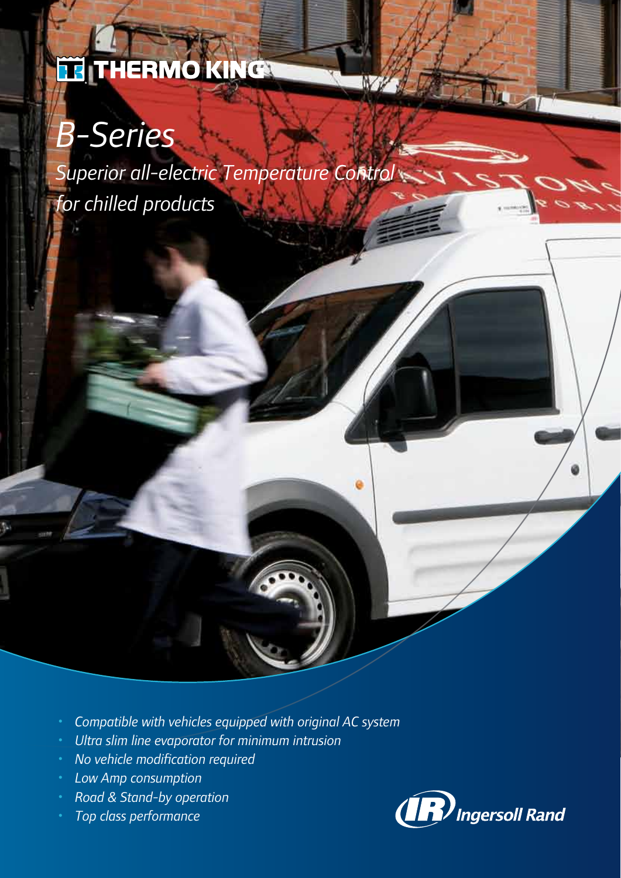THERMO KING

# B-Series

## *Superior all-electric Temperature Control for chilled products*

- *Compatible with vehicles equipped with original AC system*
- *Ultra slim line evaporator for minimum intrusion*
- *No vehicle modification required*
- *Low Amp consumption*
- *Road & Stand-by operation*
- *Top class performance*

Ingersoll Rand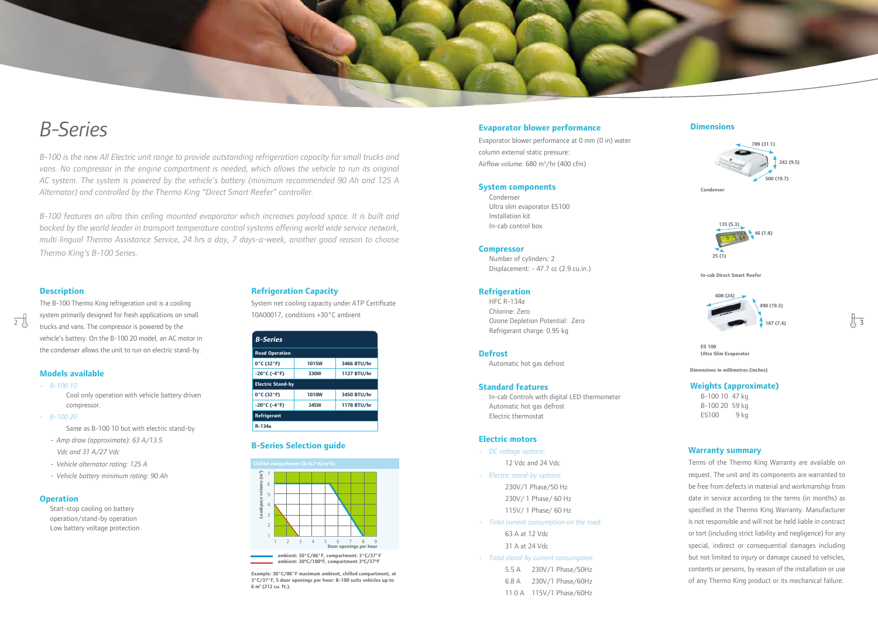# B-Series

*B-100 is the new All Electric unit range to provide outstanding refrigeration capacity for small trucks and vans. No compressor in the engine compartment is needed, which allows the vehicle to run its original AC system. The system is powered by the vehicle's battery (minimum recommended 90 Ah and 125 A Alternator) and controlled by the Thermo King "Direct Smart Reefer" controller.*

*B-100 features an ultra thin ceiling mounted evaporator which increases payload space. It is built and backed by the world leader in transport temperature control systems offering world wide service network, multi lingual Thermo Assistance Service, 24 hrs a day, 7 days-a-week, another good reason to choose Thermo King's B-100 Series.*

## Description

The B-100 Thermo King refrigeration unit is a cooling system primarily designed for fresh applications on small trucks and vans. The compressor is powered by the vehicle's battery. On the B-100 20 model, an AC motor in the condenser allows the unit to run on electric stand-by.

## Models available

- *B-100 10*

  Cool only operation with vehicle battery driven compressor.

- *B-100 20*

  Same as B-100 10 but with electric stand-by

  - *Amp draw (approximate): 63 A/13.5 Vdc and 31 A/27 Vdc*
  - *Vehicle alternator rating: 125 A*
  - *Vehicle battery minimum rating: 90 Ah*

## Operation

Start-stop cooling on battery
operation/stand-by operation
Low battery voltage protection

## Refrigeration Capacity

System net cooling capacity under ATP Certificate 10A00017, conditions +30°C ambient

| *B-Series* | | |
|---|---|---|
| **Road Operation** | | |
| 0°C (32°F) | 1015W | 3466 BTU/hr |
| -20°C (-4°F) | 330W | 1127 BTU/hr |
| **Electric Stand-by** | | |
| 0°C (32°F) | 1010W | 3450 BTU/hr |
| -20°C (-4°F) | 345W | 1178 BTU/hr |
| **Refrigerant** | | |
| R-134a | | |

## B-Series Selection guide

Chilled compartment (k=0.7 W/m²K)

Loadspace volume (m³) vs. Door openings per hour

ambient: 30°C/86°F, compartment: 3°C/37°F
ambient: 38°C/100°F, compartment 3°C/37°F

**Example: 30°C/86°F maximum ambient, chilled compartment, at 3°C/37°F, 5 door openings per hour: B-100 suits vehicles up to 6 m³ (212 cu. ft.).**

## Evaporator blower performance

Evaporator blower performance at 0 mm (0 in) water column external static pressure:
Airflow volume: 680 m³/hr (400 cfm)

## System components

Condenser
Ultra slim evaporator ES100
Installation kit
In-cab control box

## Compressor

Number of cylinders: 2
Displacement: - 47.7 cc (2.9 cu.in.)

## Refrigeration

HFC R-134a
Chlorine: Zero
Ozone Depletion Potential: Zero
Refrigerant charge: 0.95 kg

## Defrost

Automatic hot gas defrost

## Standard features

In-cab Controls with digital LED thermometer
Automatic hot gas defrost
Electric thermostat

## Electric motors

- *DC voltage options:*

  12 Vdc and 24 Vdc
- *Electric stand-by options:*

  230V/1 Phase/50 Hz
  230V/ 1 Phase/ 60 Hz
  115V/ 1 Phase/ 60 Hz
- *Total current consumption on the road:*

  63 A at 12 Vdc
  31 A at 24 Vdc
- *Total stand-by current consumption:*

  5.5 A 230V/1 Phase/50Hz
  6.8 A 230V/1 Phase/60Hz
  11.0 A 115V/1 Phase/60Hz

## Dimensions

789 (31.1) · 242 (9.5) · 500 (19.7)

**Condenser**

135 (5.3) · 46 (1.8) · 25 (1)

**In-cab Direct Smart Reefer**

608 (24) · 490 (19.3) · 187 (7.4)

**ES 100**
**Ultra Slim Evaporator**

**Dimensions in millimetres (inches)**

## Weights (approximate)

B-100 10 47 kg
B-100 20 59 kg
ES100 9 kg

## Warranty summary

Terms of the Thermo King Warranty are available on request. The unit and its components are warranted to be free from defects in material and workmanship from date in service according to the terms (in months) as specified in the Thermo King Warranty. Manufacturer is not responsible and will not be held liable in contract or tort (including strict liability and negligence) for any special, indirect or consequential damages including but not limited to injury or damage caused to vehicles, contents or persons, by reason of the installation or use of any Thermo King product or its mechanical failure.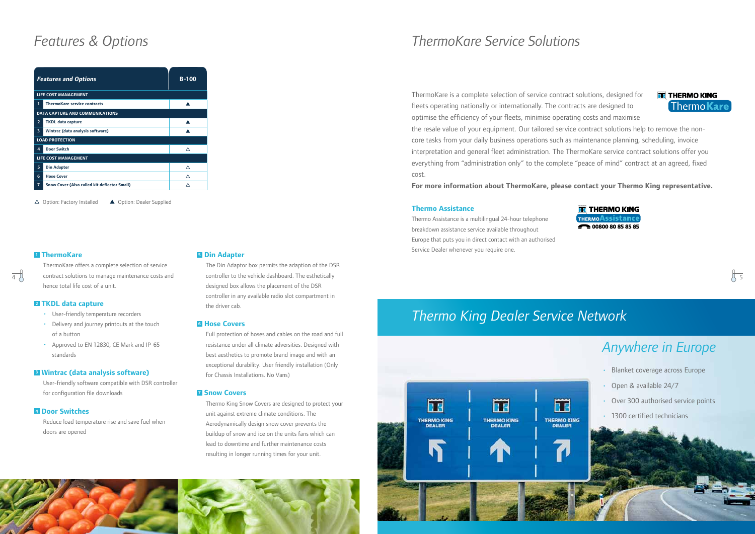# Features & Options

| Features and Options | B-100 |
|---|---|
| **LIFE COST MANAGEMENT** | |
| 1 ThermoKare service contracts | ▲ |
| **DATA CAPTURE AND COMMUNICATIONS** | |
| 2 TKDL data capture | ▲ |
| 3 Wintrac (data analysis software) | ▲ |
| **LOAD PROTECTION** | |
| 4 Door Switch | △ |
| **LIFE COST MANAGEMENT** | |
| 5 Din Adapter | △ |
| 6 Hose Cover | △ |
| 7 Snow Cover (Also called kit deflector Small) | △ |

△ Option: Factory Installed ▲ Option: Dealer Supplied

### 1 ThermoKare

ThermoKare offers a complete selection of service contract solutions to manage maintenance costs and hence total life cost of a unit.

### 2 TKDL data capture

- User-friendly temperature recorders
- Delivery and journey printouts at the touch of a button
- Approved to EN 12830, CE Mark and IP-65 standards

### 3 Wintrac (data analysis software)

User-friendly software compatible with DSR controller for configuration file downloads

### 4 Door Switches

Reduce load temperature rise and save fuel when doors are opened

### 5 Din Adapter

The Din Adaptor box permits the adaption of the DSR controller to the vehicle dashboard. The esthetically designed box allows the placement of the DSR controller in any available radio slot compartment in the driver cab.

### 6 Hose Covers

Full protection of hoses and cables on the road and full resistance under all climate adversities. Designed with best aesthetics to promote brand image and with an exceptional durability. User friendly installation (Only for Chassis Installations. No Vans)

### 7 Snow Covers

Thermo King Snow Covers are designed to protect your unit against extreme climate conditions. The Aerodynamically design snow cover prevents the buildup of snow and ice on the units fans which can lead to downtime and further maintenance costs resulting in longer running times for your unit.

# ThermoKare Service Solutions

ThermoKare is a complete selection of service contract solutions, designed for fleets operating nationally or internationally. The contracts are designed to optimise the efficiency of your fleets, minimise operating costs and maximise the resale value of your equipment. Our tailored service contract solutions help to remove the non-core tasks from your daily business operations such as maintenance planning, scheduling, invoice interpretation and general fleet administration. The ThermoKare service contract solutions offer you everything from "administration only" to the complete "peace of mind" contract at an agreed, fixed cost.

**For more information about ThermoKare, please contact your Thermo King representative.**

### Thermo Assistance

Thermo Assistance is a multilingual 24-hour telephone breakdown assistance service available throughout Europe that puts you in direct contact with an authorised Service Dealer whenever you require one.

00800 80 85 85 85

# Thermo King Dealer Service Network

## Anywhere in Europe

- Blanket coverage across Europe
- Open & available 24/7
- Over 300 authorised service points
- 1300 certified technicians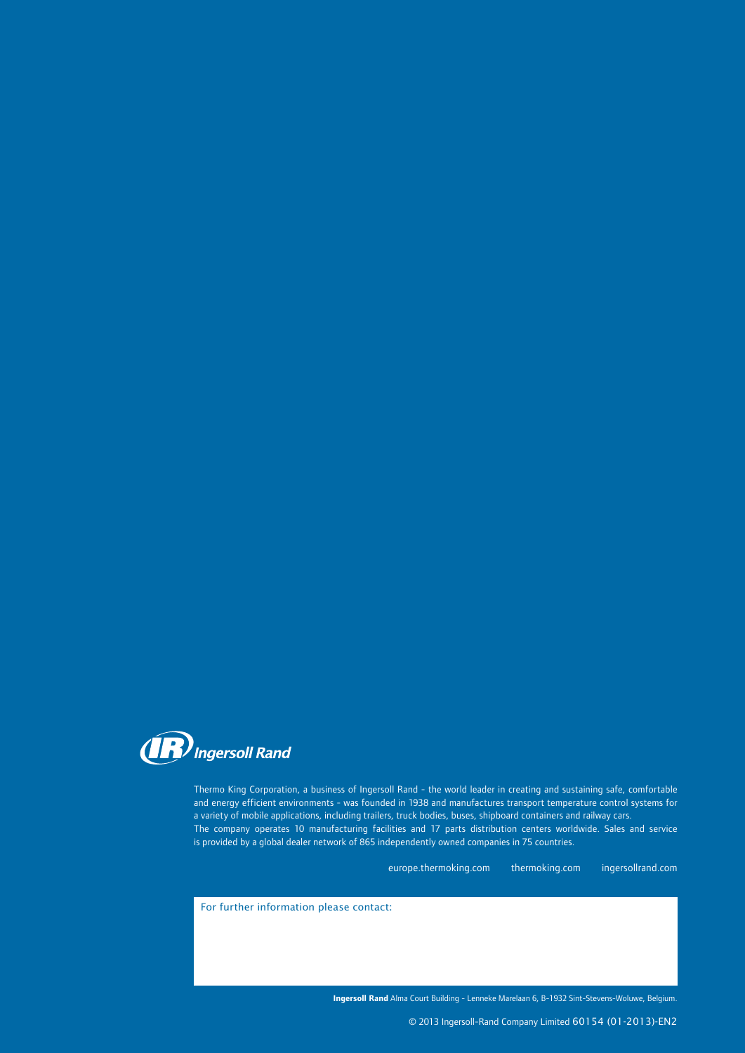Ingersoll Rand

Thermo King Corporation, a business of Ingersoll Rand - the world leader in creating and sustaining safe, comfortable and energy efficient environments - was founded in 1938 and manufactures transport temperature control systems for a variety of mobile applications, including trailers, truck bodies, buses, shipboard containers and railway cars.
The company operates 10 manufacturing facilities and 17 parts distribution centers worldwide. Sales and service is provided by a global dealer network of 865 independently owned companies in 75 countries.

europe.thermoking.com thermoking.com ingersollrand.com

For further information please contact:

**Ingersoll Rand** Alma Court Building - Lenneke Marelaan 6, B-1932 Sint-Stevens-Woluwe, Belgium.

© 2013 Ingersoll-Rand Company Limited 60154 (01-2013)-EN2